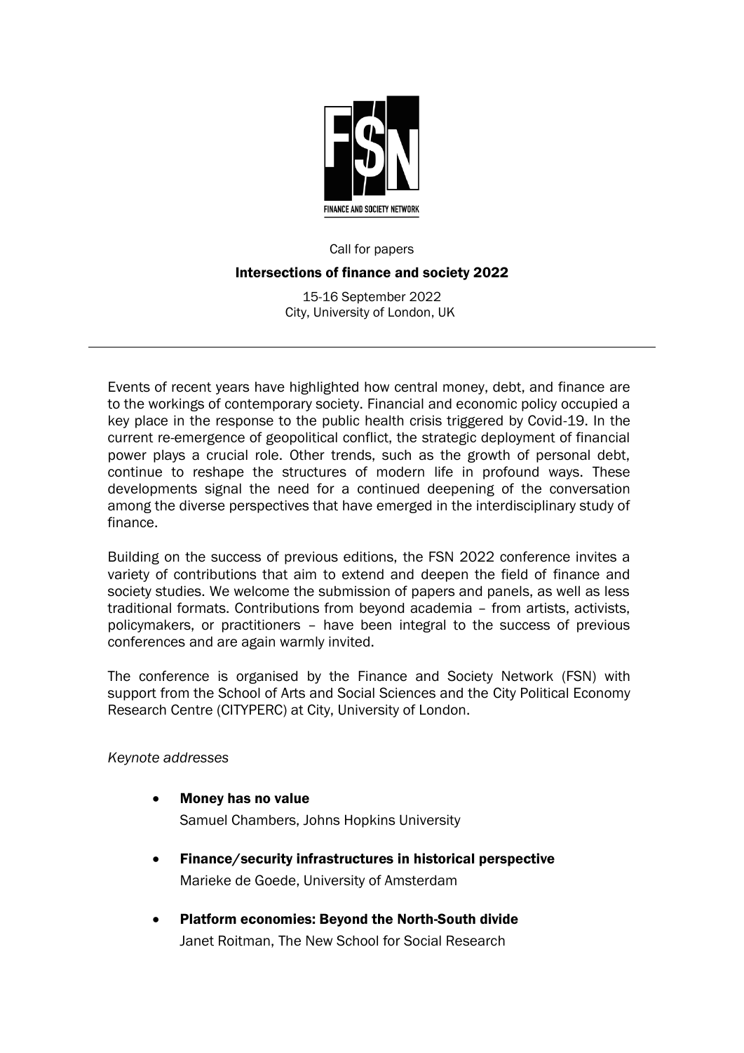FINANCE AND SOCIETY NETWORK

Call for papers

# Intersections of finance and society 2022

15-16 September 2022
City, University of London, UK

---

Events of recent years have highlighted how central money, debt, and finance are to the workings of contemporary society. Financial and economic policy occupied a key place in the response to the public health crisis triggered by Covid-19. In the current re-emergence of geopolitical conflict, the strategic deployment of financial power plays a crucial role. Other trends, such as the growth of personal debt, continue to reshape the structures of modern life in profound ways. These developments signal the need for a continued deepening of the conversation among the diverse perspectives that have emerged in the interdisciplinary study of finance.

Building on the success of previous editions, the FSN 2022 conference invites a variety of contributions that aim to extend and deepen the field of finance and society studies. We welcome the submission of papers and panels, as well as less traditional formats. Contributions from beyond academia – from artists, activists, policymakers, or practitioners – have been integral to the success of previous conferences and are again warmly invited.

The conference is organised by the Finance and Society Network (FSN) with support from the School of Arts and Social Sciences and the City Political Economy Research Centre (CITYPERC) at City, University of London.

*Keynote addresses*

- **Money has no value**
  Samuel Chambers, Johns Hopkins University
- **Finance/security infrastructures in historical perspective**
  Marieke de Goede, University of Amsterdam
- **Platform economies: Beyond the North-South divide**
  Janet Roitman, The New School for Social Research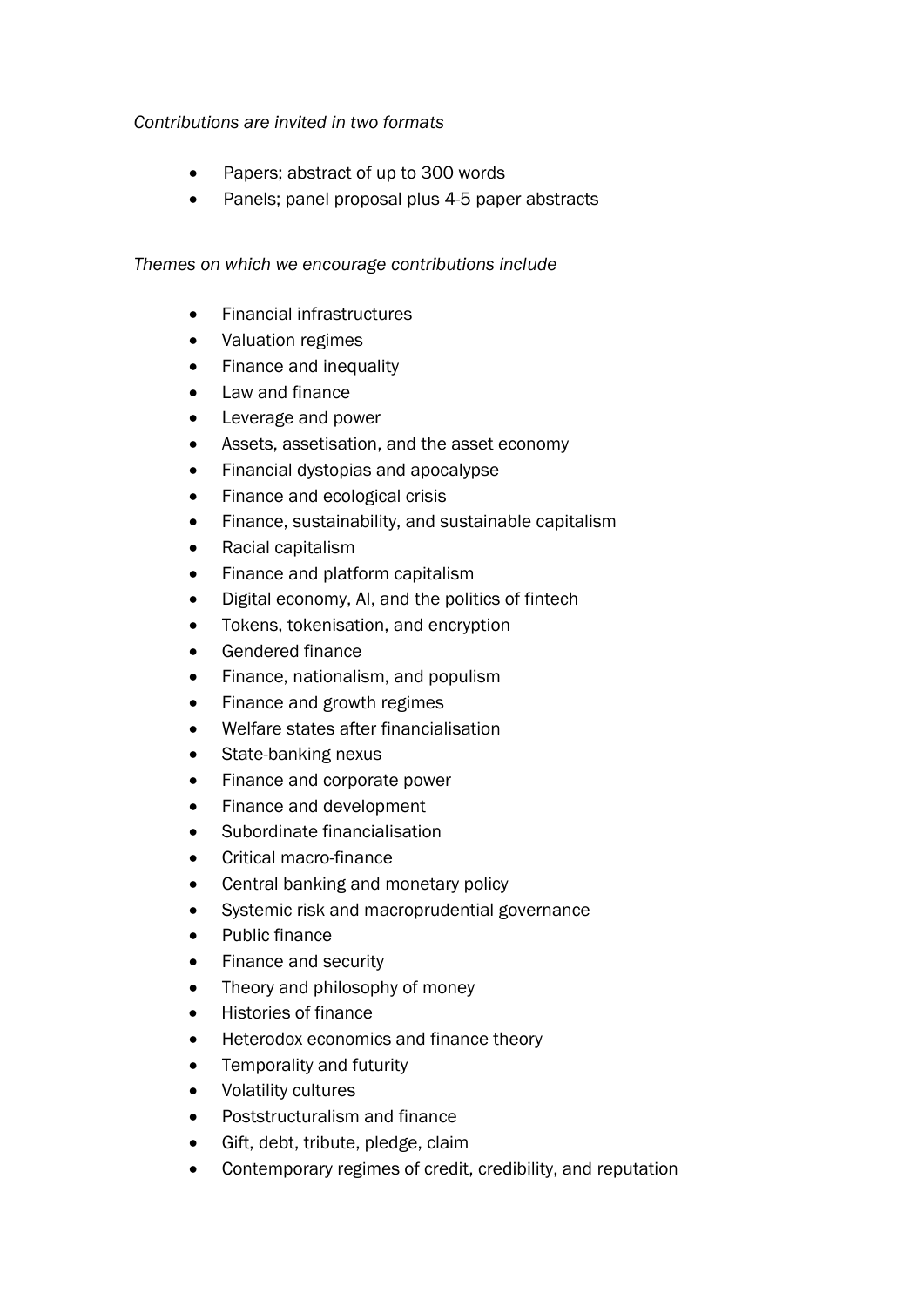*Contributions are invited in two formats*

- Papers; abstract of up to 300 words
- Panels; panel proposal plus 4-5 paper abstracts

*Themes on which we encourage contributions include*

- Financial infrastructures
- Valuation regimes
- Finance and inequality
- Law and finance
- Leverage and power
- Assets, assetisation, and the asset economy
- Financial dystopias and apocalypse
- Finance and ecological crisis
- Finance, sustainability, and sustainable capitalism
- Racial capitalism
- Finance and platform capitalism
- Digital economy, AI, and the politics of fintech
- Tokens, tokenisation, and encryption
- Gendered finance
- Finance, nationalism, and populism
- Finance and growth regimes
- Welfare states after financialisation
- State-banking nexus
- Finance and corporate power
- Finance and development
- Subordinate financialisation
- Critical macro-finance
- Central banking and monetary policy
- Systemic risk and macroprudential governance
- Public finance
- Finance and security
- Theory and philosophy of money
- Histories of finance
- Heterodox economics and finance theory
- Temporality and futurity
- Volatility cultures
- Poststructuralism and finance
- Gift, debt, tribute, pledge, claim
- Contemporary regimes of credit, credibility, and reputation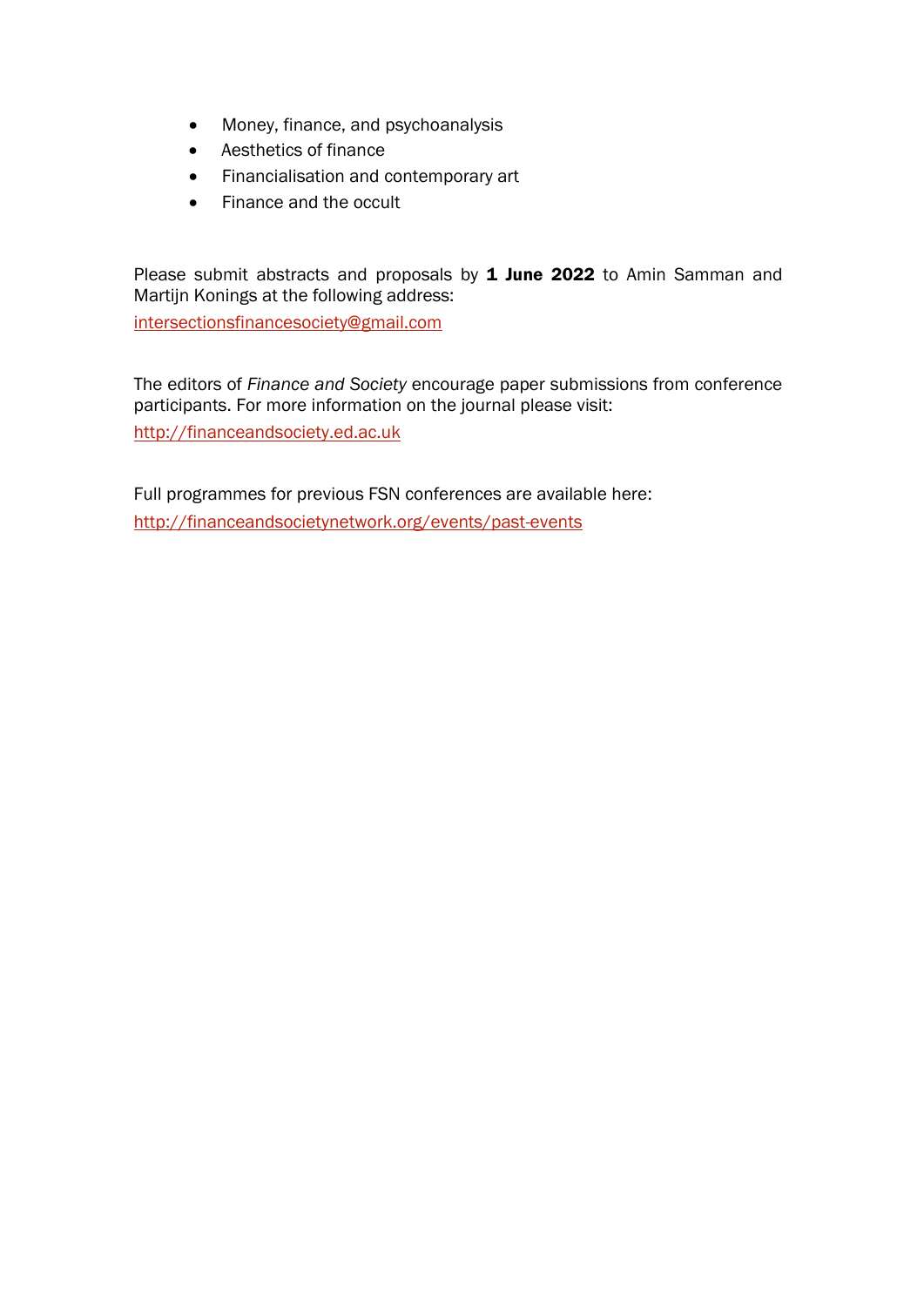- Money, finance, and psychoanalysis
- Aesthetics of finance
- Financialisation and contemporary art
- Finance and the occult

Please submit abstracts and proposals by **1 June 2022** to Amin Samman and Martijn Konings at the following address:
intersectionsfinancesociety@gmail.com

The editors of *Finance and Society* encourage paper submissions from conference participants. For more information on the journal please visit:
http://financeandsociety.ed.ac.uk

Full programmes for previous FSN conferences are available here:
http://financeandsocietynetwork.org/events/past-events